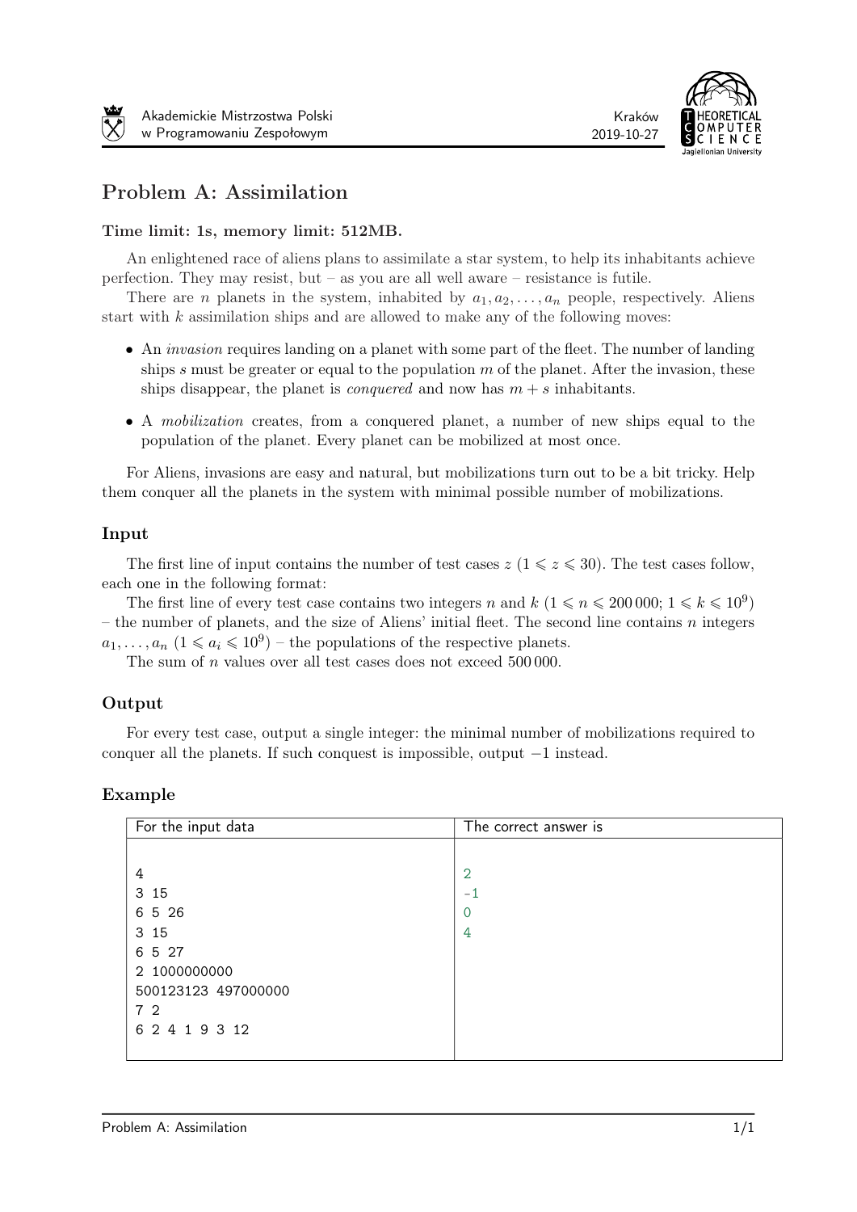# Problem A: Assimilation

**Time limit: 1s, memory limit: 512MB.**

An enlightened race of aliens plans to assimilate a star system, to help its inhabitants achieve perfection. They may resist, but – as you are all well aware – resistance is futile.

There are $n$ planets in the system, inhabited by $a_1, a_2, \ldots, a_n$ people, respectively. Aliens start with $k$ assimilation ships and are allowed to make any of the following moves:

- An *invasion* requires landing on a planet with some part of the fleet. The number of landing ships $s$ must be greater or equal to the population $m$ of the planet. After the invasion, these ships disappear, the planet is *conquered* and now has $m + s$ inhabitants.
- A *mobilization* creates, from a conquered planet, a number of new ships equal to the population of the planet. Every planet can be mobilized at most once.

For Aliens, invasions are easy and natural, but mobilizations turn out to be a bit tricky. Help them conquer all the planets in the system with minimal possible number of mobilizations.

## Input

The first line of input contains the number of test cases $z$ ($1 \leqslant z \leqslant 30$). The test cases follow, each one in the following format:

The first line of every test case contains two integers $n$ and $k$ ($1 \leqslant n \leqslant 200\,000$; $1 \leqslant k \leqslant 10^9$) – the number of planets, and the size of Aliens' initial fleet. The second line contains $n$ integers $a_1, \ldots, a_n$ ($1 \leqslant a_i \leqslant 10^9$) – the populations of the respective planets.

The sum of $n$ values over all test cases does not exceed $500\,000$.

## Output

For every test case, output a single integer: the minimal number of mobilizations required to conquer all the planets. If such conquest is impossible, output $-1$ instead.

## Example

| For the input data | The correct answer is |
|---|---|
| 4<br>3 15<br>6 5 26<br>3 15<br>6 5 27<br>2 1000000000<br>500123123 497000000<br>7 2<br>6 2 4 1 9 3 12 | 2<br>-1<br>0<br>4 |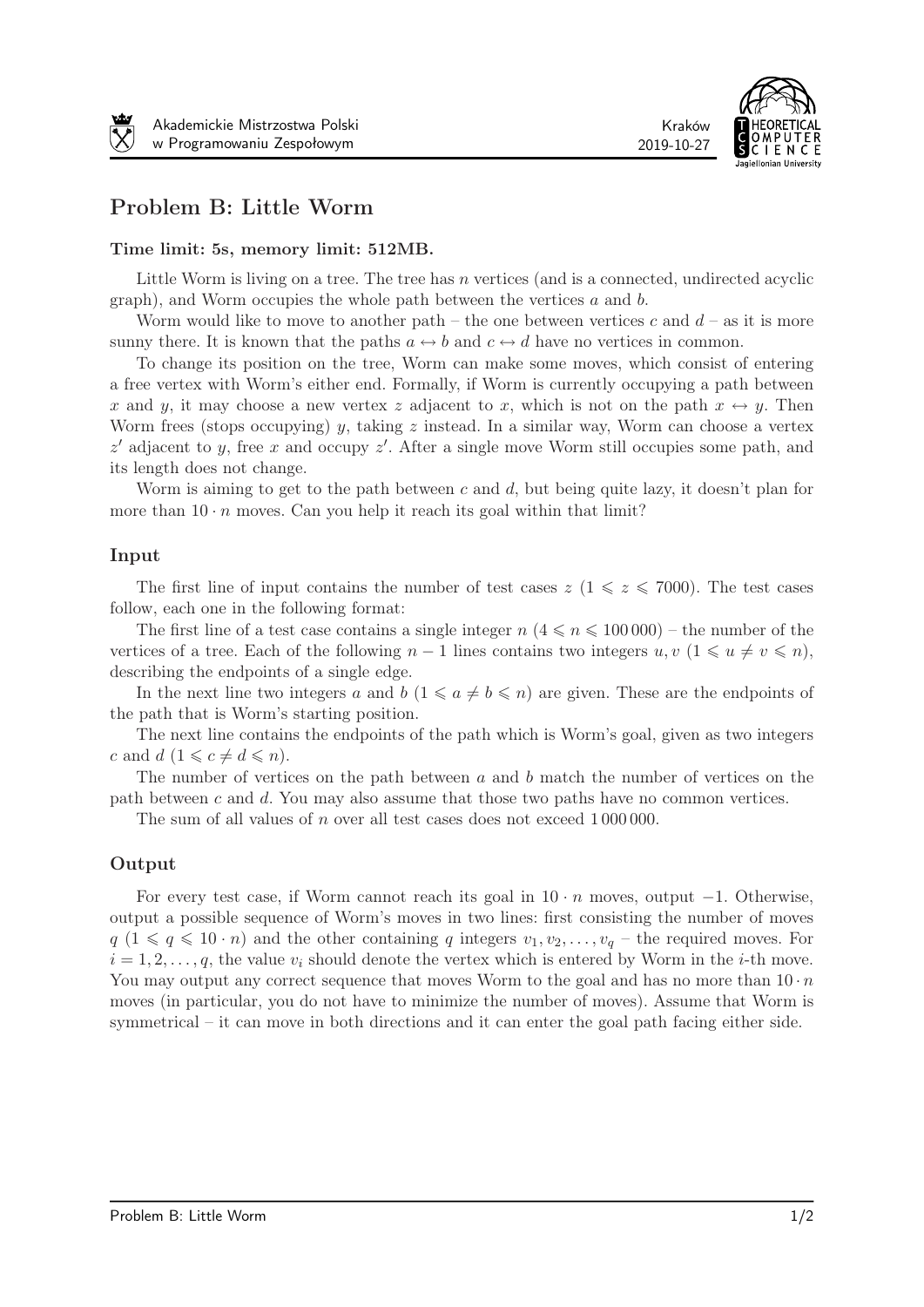# Problem B: Little Worm

**Time limit: 5s, memory limit: 512MB.**

Little Worm is living on a tree. The tree has $n$ vertices (and is a connected, undirected acyclic graph), and Worm occupies the whole path between the vertices $a$ and $b$.

Worm would like to move to another path – the one between vertices $c$ and $d$ – as it is more sunny there. It is known that the paths $a \leftrightarrow b$ and $c \leftrightarrow d$ have no vertices in common.

To change its position on the tree, Worm can make some moves, which consist of entering a free vertex with Worm's either end. Formally, if Worm is currently occupying a path between $x$ and $y$, it may choose a new vertex $z$ adjacent to $x$, which is not on the path $x \leftrightarrow y$. Then Worm frees (stops occupying) $y$, taking $z$ instead. In a similar way, Worm can choose a vertex $z'$ adjacent to $y$, free $x$ and occupy $z'$. After a single move Worm still occupies some path, and its length does not change.

Worm is aiming to get to the path between $c$ and $d$, but being quite lazy, it doesn't plan for more than $10 \cdot n$ moves. Can you help it reach its goal within that limit?

## Input

The first line of input contains the number of test cases $z$ ($1 \leqslant z \leqslant 7000$). The test cases follow, each one in the following format:

The first line of a test case contains a single integer $n$ ($4 \leqslant n \leqslant 100\,000$) – the number of the vertices of a tree. Each of the following $n - 1$ lines contains two integers $u, v$ ($1 \leqslant u \neq v \leqslant n$), describing the endpoints of a single edge.

In the next line two integers $a$ and $b$ ($1 \leqslant a \neq b \leqslant n$) are given. These are the endpoints of the path that is Worm's starting position.

The next line contains the endpoints of the path which is Worm's goal, given as two integers $c$ and $d$ ($1 \leqslant c \neq d \leqslant n$).

The number of vertices on the path between $a$ and $b$ match the number of vertices on the path between $c$ and $d$. You may also assume that those two paths have no common vertices.

The sum of all values of $n$ over all test cases does not exceed $1\,000\,000$.

## Output

For every test case, if Worm cannot reach its goal in $10 \cdot n$ moves, output $-1$. Otherwise, output a possible sequence of Worm's moves in two lines: first consisting the number of moves $q$ ($1 \leqslant q \leqslant 10 \cdot n$) and the other containing $q$ integers $v_1, v_2, \ldots, v_q$ – the required moves. For $i = 1, 2, \ldots, q$, the value $v_i$ should denote the vertex which is entered by Worm in the $i$-th move. You may output any correct sequence that moves Worm to the goal and has no more than $10 \cdot n$ moves (in particular, you do not have to minimize the number of moves). Assume that Worm is symmetrical – it can move in both directions and it can enter the goal path facing either side.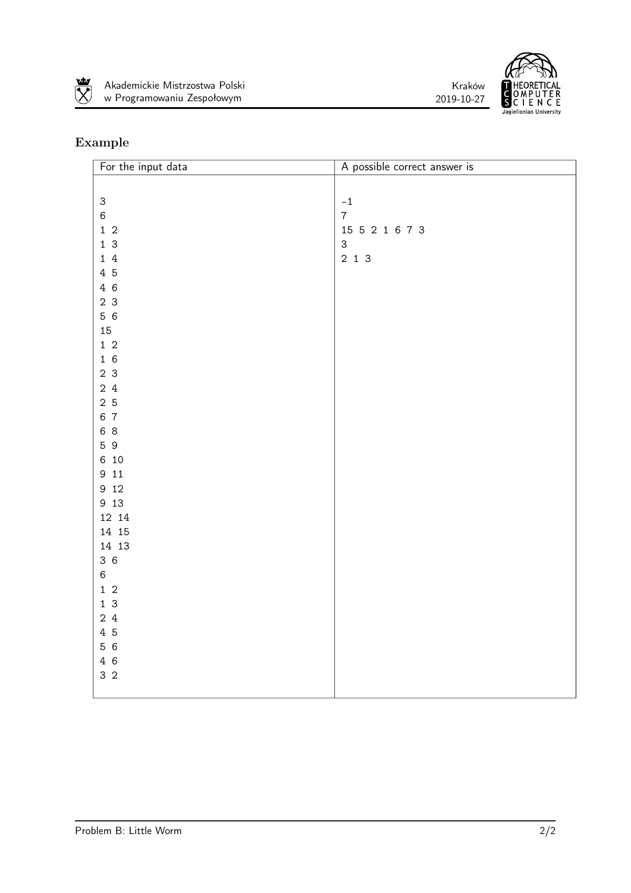### Example

| For the input data | A possible correct answer is |
|---|---|
| 3<br>6<br>1 2<br>1 3<br>1 4<br>4 5<br>4 6<br>2 3<br>5 6<br>15<br>1 2<br>1 6<br>2 3<br>2 4<br>2 5<br>6 7<br>6 8<br>5 9<br>6 10<br>9 11<br>9 12<br>9 13<br>12 14<br>14 15<br>14 13<br>3 6<br>6<br>1 2<br>1 3<br>2 4<br>4 5<br>5 6<br>4 6<br>3 2 | -1<br>7<br>15 5 2 1 6 7 3<br>3<br>2 1 3 |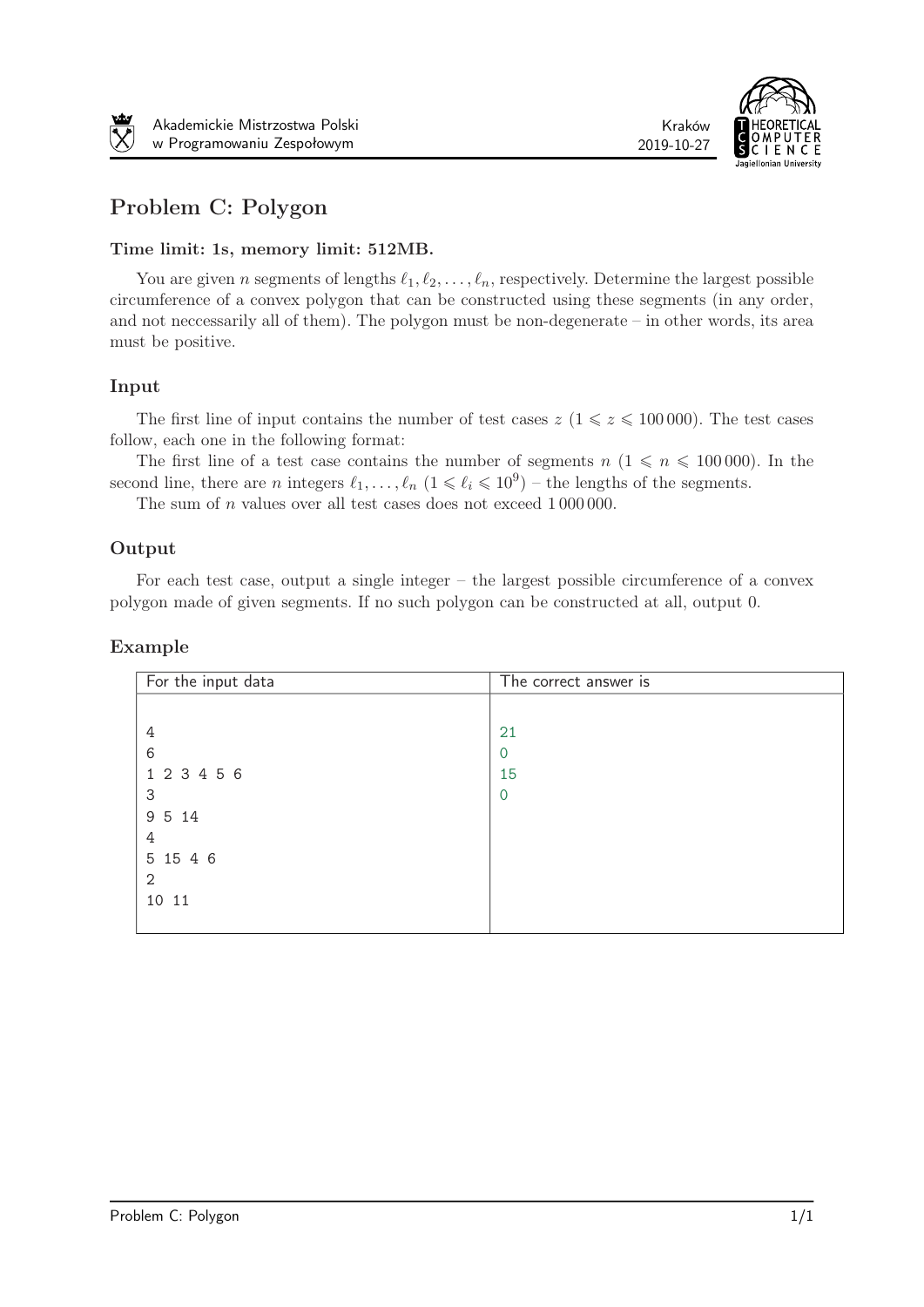# Problem C: Polygon

**Time limit: 1s, memory limit: 512MB.**

You are given $n$ segments of lengths $\ell_1, \ell_2, \ldots, \ell_n$, respectively. Determine the largest possible circumference of a convex polygon that can be constructed using these segments (in any order, and not neccessarily all of them). The polygon must be non-degenerate – in other words, its area must be positive.

## Input

The first line of input contains the number of test cases $z$ ($1 \leqslant z \leqslant 100\,000$). The test cases follow, each one in the following format:

The first line of a test case contains the number of segments $n$ ($1 \leqslant n \leqslant 100\,000$). In the second line, there are $n$ integers $\ell_1, \ldots, \ell_n$ ($1 \leqslant \ell_i \leqslant 10^9$) – the lengths of the segments.

The sum of $n$ values over all test cases does not exceed $1\,000\,000$.

## Output

For each test case, output a single integer – the largest possible circumference of a convex polygon made of given segments. If no such polygon can be constructed at all, output 0.

## Example

| For the input data | The correct answer is |
|---|---|
| 4<br>6<br>1 2 3 4 5 6<br>3<br>9 5 14<br>4<br>5 15 4 6<br>2<br>10 11 | 21<br>0<br>15<br>0 |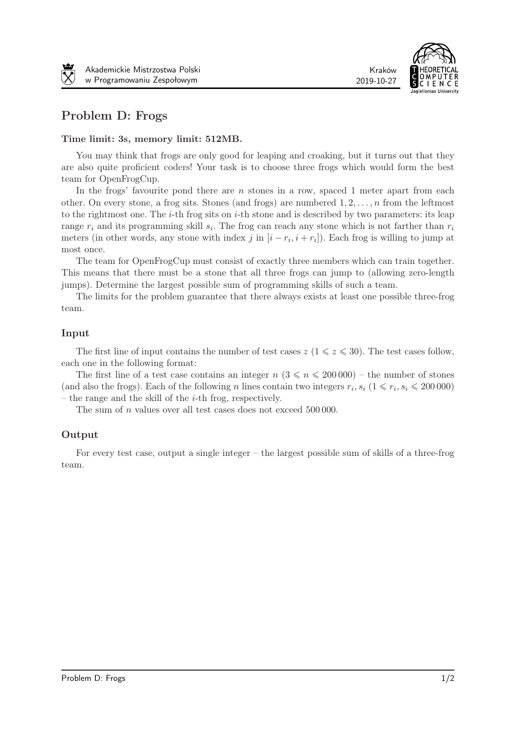# Problem D: Frogs

**Time limit: 3s, memory limit: 512MB.**

You may think that frogs are only good for leaping and croaking, but it turns out that they are also quite proficient coders! Your task is to choose three frogs which would form the best team for OpenFrogCup.

In the frogs' favourite pond there are $n$ stones in a row, spaced 1 meter apart from each other. On every stone, a frog sits. Stones (and frogs) are numbered $1, 2, \ldots, n$ from the leftmost to the rightmost one. The $i$-th frog sits on $i$-th stone and is described by two parameters: its leap range $r_i$ and its programming skill $s_i$. The frog can reach any stone which is not farther than $r_i$ meters (in other words, any stone with index $j$ in $[i - r_i, i + r_i]$). Each frog is willing to jump at most once.

The team for OpenFrogCup must consist of exactly three members which can train together. This means that there must be a stone that all three frogs can jump to (allowing zero-length jumps). Determine the largest possible sum of programming skills of such a team.

The limits for the problem guarantee that there always exists at least one possible three-frog team.

## Input

The first line of input contains the number of test cases $z$ ($1 \leqslant z \leqslant 30$). The test cases follow, each one in the following format:

The first line of a test case contains an integer $n$ ($3 \leqslant n \leqslant 200\,000$) – the number of stones (and also the frogs). Each of the following $n$ lines contain two integers $r_i, s_i$ ($1 \leqslant r_i, s_i \leqslant 200\,000$) – the range and the skill of the $i$-th frog, respectively.

The sum of $n$ values over all test cases does not exceed $500\,000$.

## Output

For every test case, output a single integer – the largest possible sum of skills of a three-frog team.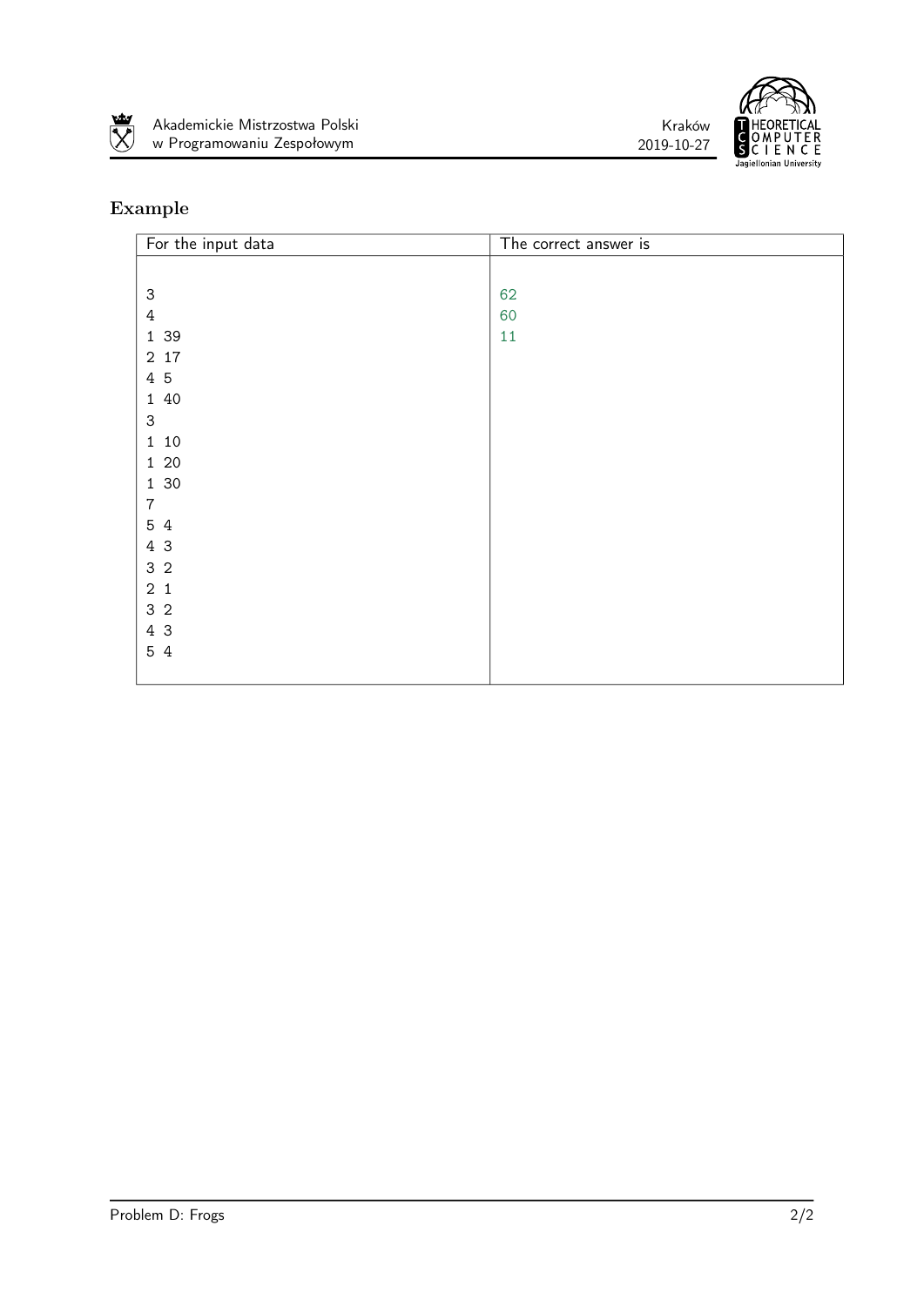### Example

| For the input data | The correct answer is |
| --- | --- |
| 3<br>4<br>1 39<br>2 17<br>4 5<br>1 40<br>3<br>1 10<br>1 20<br>1 30<br>7<br>5 4<br>4 3<br>3 2<br>2 1<br>3 2<br>4 3<br>5 4 | 62<br>60<br>11 |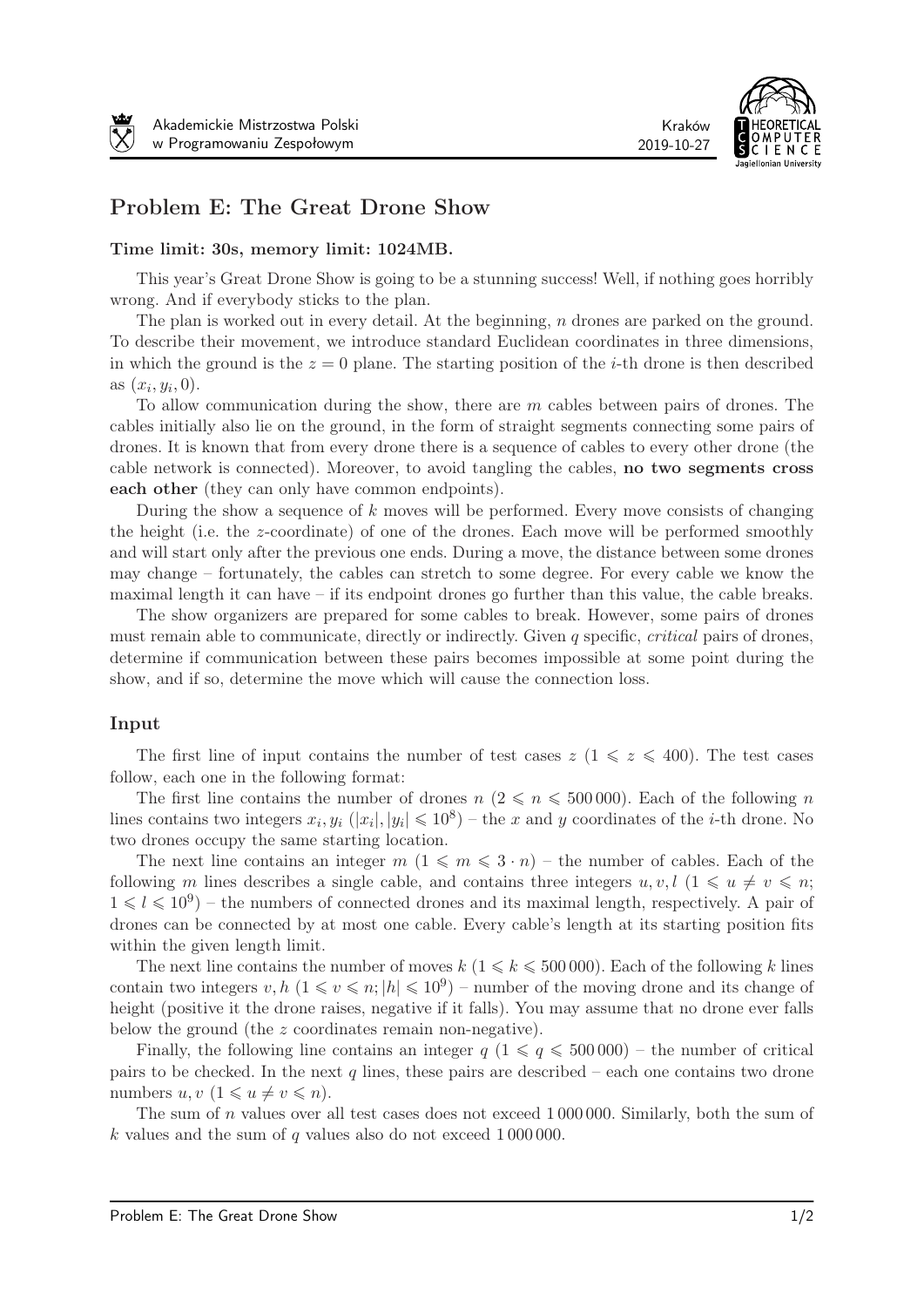## Problem E: The Great Drone Show

**Time limit: 30s, memory limit: 1024MB.**

This year's Great Drone Show is going to be a stunning success! Well, if nothing goes horribly wrong. And if everybody sticks to the plan.

The plan is worked out in every detail. At the beginning, $n$ drones are parked on the ground. To describe their movement, we introduce standard Euclidean coordinates in three dimensions, in which the ground is the $z = 0$ plane. The starting position of the $i$-th drone is then described as $(x_i, y_i, 0)$.

To allow communication during the show, there are $m$ cables between pairs of drones. The cables initially also lie on the ground, in the form of straight segments connecting some pairs of drones. It is known that from every drone there is a sequence of cables to every other drone (the cable network is connected). Moreover, to avoid tangling the cables, **no two segments cross each other** (they can only have common endpoints).

During the show a sequence of $k$ moves will be performed. Every move consists of changing the height (i.e. the $z$-coordinate) of one of the drones. Each move will be performed smoothly and will start only after the previous one ends. During a move, the distance between some drones may change – fortunately, the cables can stretch to some degree. For every cable we know the maximal length it can have – if its endpoint drones go further than this value, the cable breaks.

The show organizers are prepared for some cables to break. However, some pairs of drones must remain able to communicate, directly or indirectly. Given $q$ specific, *critical* pairs of drones, determine if communication between these pairs becomes impossible at some point during the show, and if so, determine the move which will cause the connection loss.

### Input

The first line of input contains the number of test cases $z$ ($1 \leqslant z \leqslant 400$). The test cases follow, each one in the following format:

The first line contains the number of drones $n$ ($2 \leqslant n \leqslant 500\,000$). Each of the following $n$ lines contains two integers $x_i, y_i$ ($|x_i|, |y_i| \leqslant 10^8$) – the $x$ and $y$ coordinates of the $i$-th drone. No two drones occupy the same starting location.

The next line contains an integer $m$ ($1 \leqslant m \leqslant 3 \cdot n$) – the number of cables. Each of the following $m$ lines describes a single cable, and contains three integers $u, v, l$ ($1 \leqslant u \neq v \leqslant n$; $1 \leqslant l \leqslant 10^9$) – the numbers of connected drones and its maximal length, respectively. A pair of drones can be connected by at most one cable. Every cable's length at its starting position fits within the given length limit.

The next line contains the number of moves $k$ ($1 \leqslant k \leqslant 500\,000$). Each of the following $k$ lines contain two integers $v, h$ ($1 \leqslant v \leqslant n$; $|h| \leqslant 10^9$) – number of the moving drone and its change of height (positive it the drone raises, negative if it falls). You may assume that no drone ever falls below the ground (the $z$ coordinates remain non-negative).

Finally, the following line contains an integer $q$ ($1 \leqslant q \leqslant 500\,000$) – the number of critical pairs to be checked. In the next $q$ lines, these pairs are described – each one contains two drone numbers $u, v$ ($1 \leqslant u \neq v \leqslant n$).

The sum of $n$ values over all test cases does not exceed $1\,000\,000$. Similarly, both the sum of $k$ values and the sum of $q$ values also do not exceed $1\,000\,000$.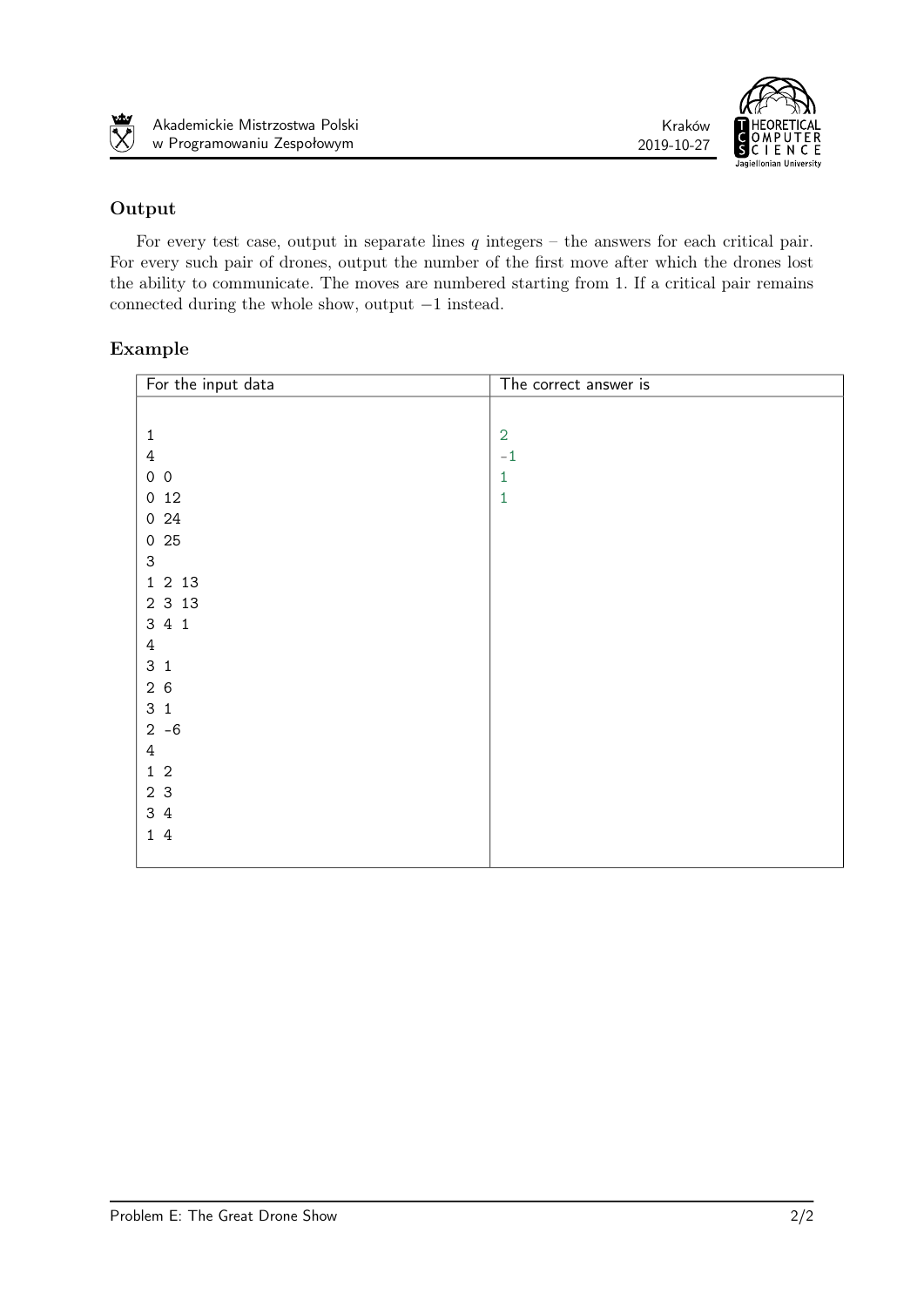## Output

For every test case, output in separate lines $q$ integers – the answers for each critical pair. For every such pair of drones, output the number of the first move after which the drones lost the ability to communicate. The moves are numbered starting from 1. If a critical pair remains connected during the whole show, output $-1$ instead.

## Example

| For the input data | The correct answer is |
|---|---|
| 1<br>4<br>0 0<br>0 12<br>0 24<br>0 25<br>3<br>1 2 13<br>2 3 13<br>3 4 1<br>4<br>3 1<br>2 6<br>3 1<br>2 -6<br>4<br>1 2<br>2 3<br>3 4<br>1 4 | 2<br>-1<br>1<br>1 |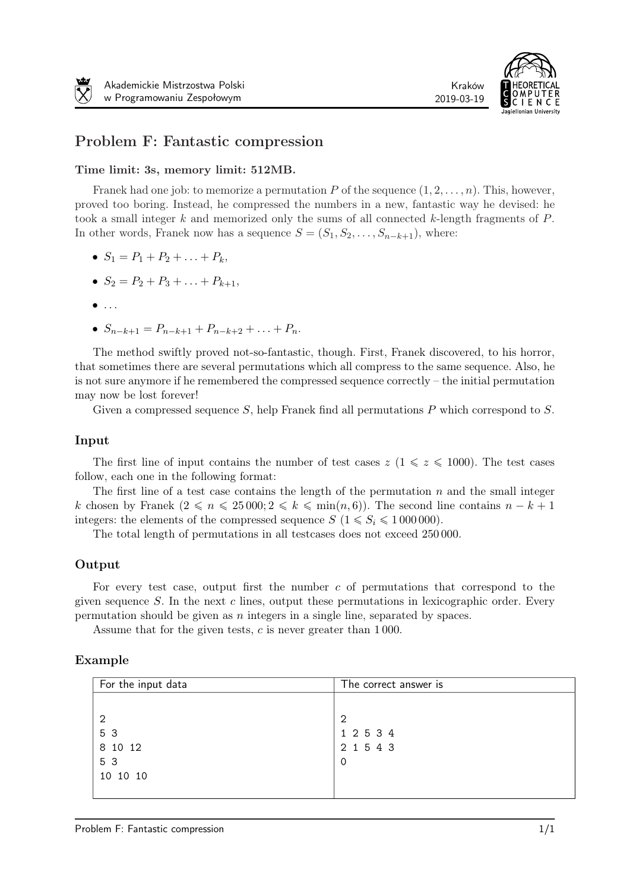# Problem F: Fantastic compression

**Time limit: 3s, memory limit: 512MB.**

Franek had one job: to memorize a permutation $P$ of the sequence $(1, 2, \ldots, n)$. This, however, proved too boring. Instead, he compressed the numbers in a new, fantastic way he devised: he took a small integer $k$ and memorized only the sums of all connected $k$-length fragments of $P$. In other words, Franek now has a sequence $S = (S_1, S_2, \ldots, S_{n-k+1})$, where:

- $S_1 = P_1 + P_2 + \ldots + P_k$,
- $S_2 = P_2 + P_3 + \ldots + P_{k+1}$,
- $\ldots$
- $S_{n-k+1} = P_{n-k+1} + P_{n-k+2} + \ldots + P_n$.

The method swiftly proved not-so-fantastic, though. First, Franek discovered, to his horror, that sometimes there are several permutations which all compress to the same sequence. Also, he is not sure anymore if he remembered the compressed sequence correctly – the initial permutation may now be lost forever!

Given a compressed sequence $S$, help Franek find all permutations $P$ which correspond to $S$.

## Input

The first line of input contains the number of test cases $z$ ($1 \leqslant z \leqslant 1000$). The test cases follow, each one in the following format:

The first line of a test case contains the length of the permutation $n$ and the small integer $k$ chosen by Franek ($2 \leqslant n \leqslant 25\,000; 2 \leqslant k \leqslant \min(n, 6)$). The second line contains $n - k + 1$ integers: the elements of the compressed sequence $S$ ($1 \leqslant S_i \leqslant 1\,000\,000$).

The total length of permutations in all testcases does not exceed $250\,000$.

## Output

For every test case, output first the number $c$ of permutations that correspond to the given sequence $S$. In the next $c$ lines, output these permutations in lexicographic order. Every permutation should be given as $n$ integers in a single line, separated by spaces.

Assume that for the given tests, $c$ is never greater than $1\,000$.

## Example

| For the input data | The correct answer is |
|---|---|
| 2<br>5 3<br>8 10 12<br>5 3<br>10 10 10 | 2<br>1 2 5 3 4<br>2 1 5 4 3<br>0 |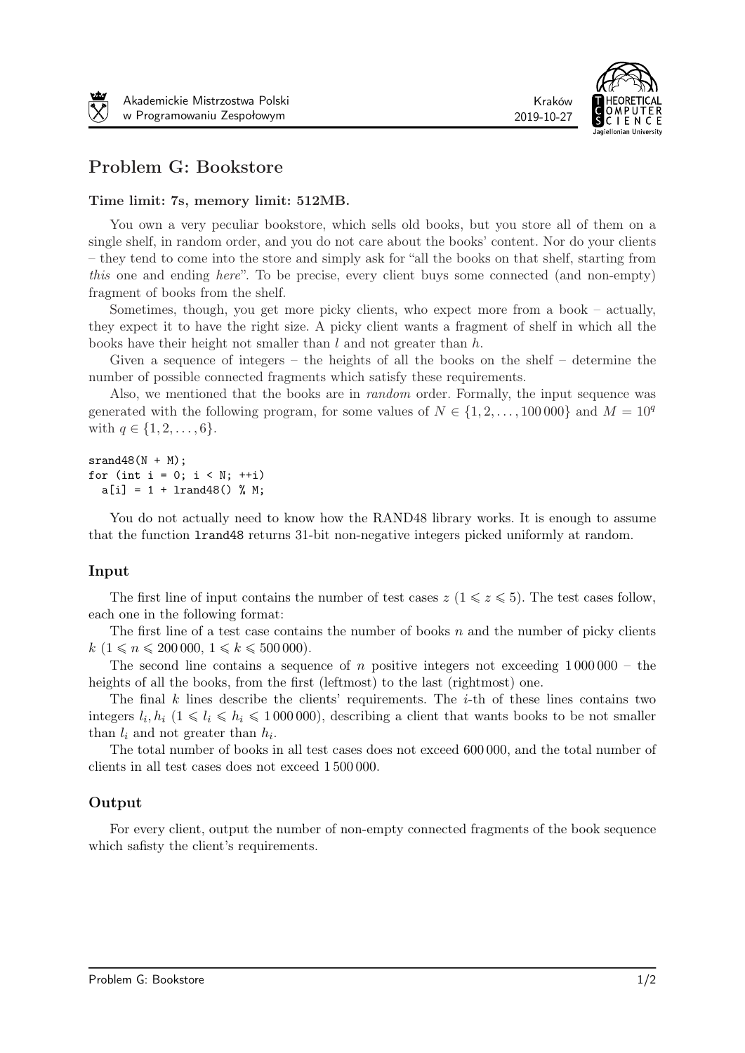# Problem G: Bookstore

**Time limit: 7s, memory limit: 512MB.**

You own a very peculiar bookstore, which sells old books, but you store all of them on a single shelf, in random order, and you do not care about the books' content. Nor do your clients – they tend to come into the store and simply ask for "all the books on that shelf, starting from *this* one and ending *here*". To be precise, every client buys some connected (and non-empty) fragment of books from the shelf.

Sometimes, though, you get more picky clients, who expect more from a book – actually, they expect it to have the right size. A picky client wants a fragment of shelf in which all the books have their height not smaller than $l$ and not greater than $h$.

Given a sequence of integers – the heights of all the books on the shelf – determine the number of possible connected fragments which satisfy these requirements.

Also, we mentioned that the books are in *random* order. Formally, the input sequence was generated with the following program, for some values of $N \in \{1, 2, \ldots, 100\,000\}$ and $M = 10^q$ with $q \in \{1, 2, \ldots, 6\}$.

```
srand48(N + M);
for (int i = 0; i < N; ++i)
  a[i] = 1 + lrand48() % M;
```

You do not actually need to know how the RAND48 library works. It is enough to assume that the function `lrand48` returns 31-bit non-negative integers picked uniformly at random.

## Input

The first line of input contains the number of test cases $z$ ($1 \leqslant z \leqslant 5$). The test cases follow, each one in the following format:

The first line of a test case contains the number of books $n$ and the number of picky clients $k$ ($1 \leqslant n \leqslant 200\,000$, $1 \leqslant k \leqslant 500\,000$).

The second line contains a sequence of $n$ positive integers not exceeding $1\,000\,000$ – the heights of all the books, from the first (leftmost) to the last (rightmost) one.

The final $k$ lines describe the clients' requirements. The $i$-th of these lines contains two integers $l_i, h_i$ ($1 \leqslant l_i \leqslant h_i \leqslant 1\,000\,000$), describing a client that wants books to be not smaller than $l_i$ and not greater than $h_i$.

The total number of books in all test cases does not exceed 600 000, and the total number of clients in all test cases does not exceed 1 500 000.

## Output

For every client, output the number of non-empty connected fragments of the book sequence which safisty the client's requirements.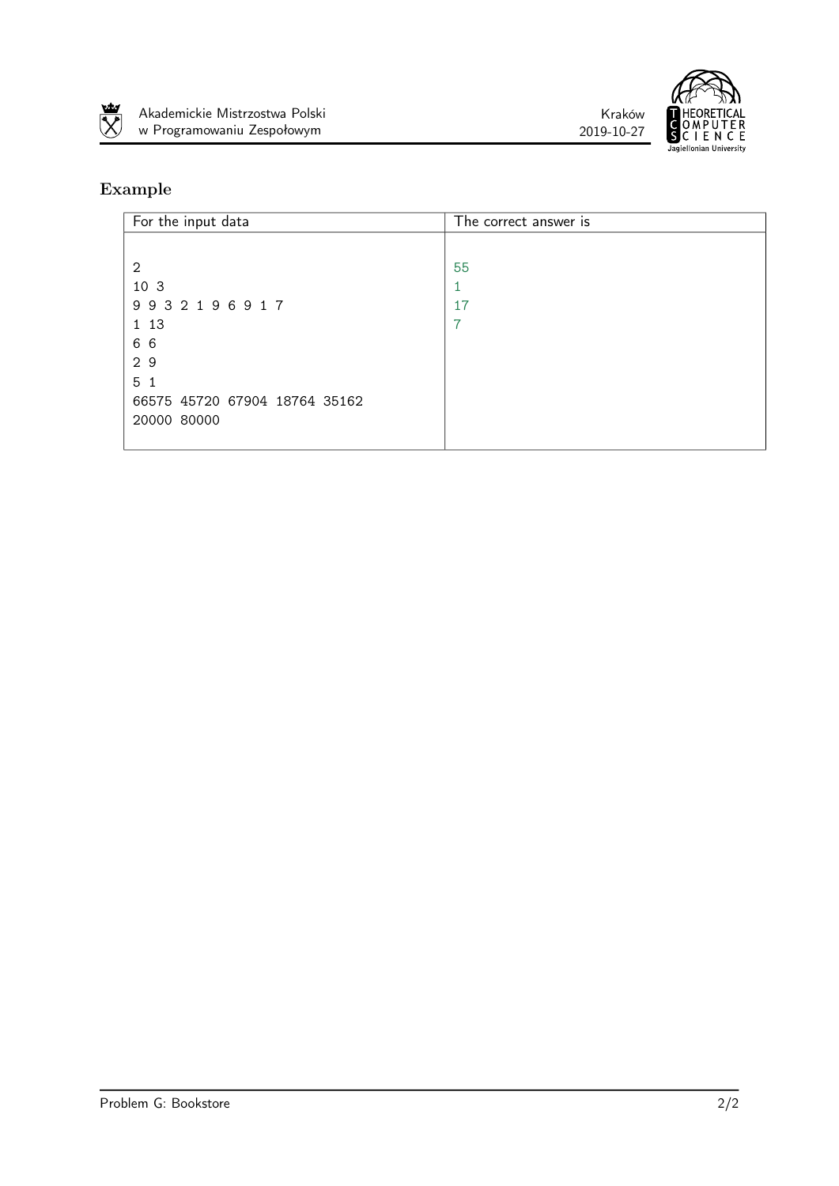## Example

| For the input data | The correct answer is |
|---|---|
| 2<br>10 3<br>9 9 3 2 1 9 6 9 1 7<br>1 13<br>6 6<br>2 9<br>5 1<br>66575 45720 67904 18764 35162<br>20000 80000 | 55<br>1<br>17<br>7 |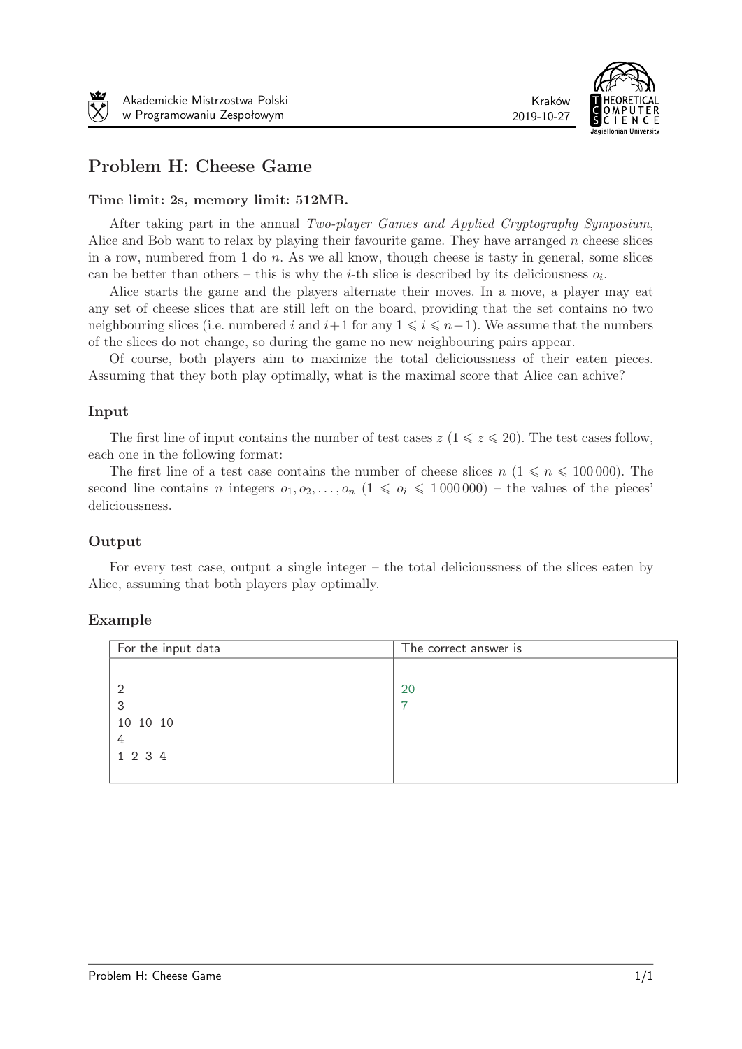# Problem H: Cheese Game

**Time limit: 2s, memory limit: 512MB.**

After taking part in the annual *Two-player Games and Applied Cryptography Symposium*, Alice and Bob want to relax by playing their favourite game. They have arranged $n$ cheese slices in a row, numbered from 1 do $n$. As we all know, though cheese is tasty in general, some slices can be better than others – this is why the $i$-th slice is described by its deliciousness $o_i$.

Alice starts the game and the players alternate their moves. In a move, a player may eat any set of cheese slices that are still left on the board, providing that the set contains no two neighbouring slices (i.e. numbered $i$ and $i+1$ for any $1 \leqslant i \leqslant n-1$). We assume that the numbers of the slices do not change, so during the game no new neighbouring pairs appear.

Of course, both players aim to maximize the total delicioussness of their eaten pieces. Assuming that they both play optimally, what is the maximal score that Alice can achive?

## Input

The first line of input contains the number of test cases $z$ ($1 \leqslant z \leqslant 20$). The test cases follow, each one in the following format:

The first line of a test case contains the number of cheese slices $n$ ($1 \leqslant n \leqslant 100\,000$). The second line contains $n$ integers $o_1, o_2, \ldots, o_n$ ($1 \leqslant o_i \leqslant 1\,000\,000$) – the values of the pieces' delicioussness.

## Output

For every test case, output a single integer – the total delicioussness of the slices eaten by Alice, assuming that both players play optimally.

## Example

| For the input data | The correct answer is |
|---|---|
| 2<br>3<br>10 10 10<br>4<br>1 2 3 4 | 20<br>7 |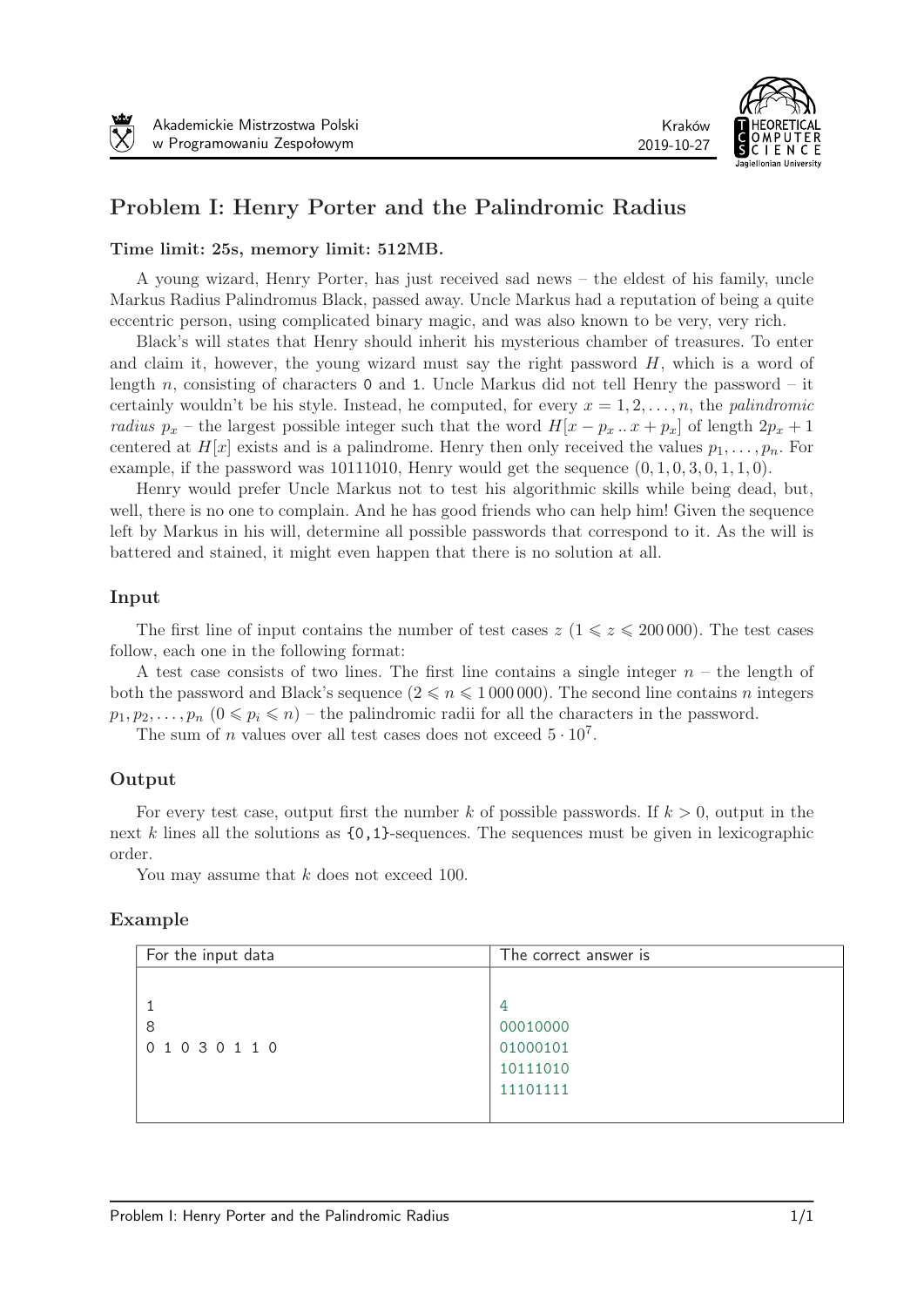# Problem I: Henry Porter and the Palindromic Radius

**Time limit: 25s, memory limit: 512MB.**

A young wizard, Henry Porter, has just received sad news – the eldest of his family, uncle Markus Radius Palindromus Black, passed away. Uncle Markus had a reputation of being a quite eccentric person, using complicated binary magic, and was also known to be very, very rich.

Black's will states that Henry should inherit his mysterious chamber of treasures. To enter and claim it, however, the young wizard must say the right password $H$, which is a word of length $n$, consisting of characters 0 and 1. Uncle Markus did not tell Henry the password – it certainly wouldn't be his style. Instead, he computed, for every $x = 1, 2, \ldots, n$, the *palindromic radius* $p_x$ – the largest possible integer such that the word $H[x - p_x \mathinner{..} x + p_x]$ of length $2p_x + 1$ centered at $H[x]$ exists and is a palindrome. Henry then only received the values $p_1, \ldots, p_n$. For example, if the password was 10111010, Henry would get the sequence $(0, 1, 0, 3, 0, 1, 1, 0)$.

Henry would prefer Uncle Markus not to test his algorithmic skills while being dead, but, well, there is no one to complain. And he has good friends who can help him! Given the sequence left by Markus in his will, determine all possible passwords that correspond to it. As the will is battered and stained, it might even happen that there is no solution at all.

## Input

The first line of input contains the number of test cases $z$ ($1 \leqslant z \leqslant 200\,000$). The test cases follow, each one in the following format:

A test case consists of two lines. The first line contains a single integer $n$ – the length of both the password and Black's sequence ($2 \leqslant n \leqslant 1\,000\,000$). The second line contains $n$ integers $p_1, p_2, \ldots, p_n$ ($0 \leqslant p_i \leqslant n$) – the palindromic radii for all the characters in the password.

The sum of $n$ values over all test cases does not exceed $5 \cdot 10^7$.

## Output

For every test case, output first the number $k$ of possible passwords. If $k > 0$, output in the next $k$ lines all the solutions as {0,1}-sequences. The sequences must be given in lexicographic order.

You may assume that $k$ does not exceed 100.

## Example

| For the input data | The correct answer is |
|---|---|
| 1<br>8<br>0 1 0 3 0 1 1 0 | 4<br>00010000<br>01000101<br>10111010<br>11101111 |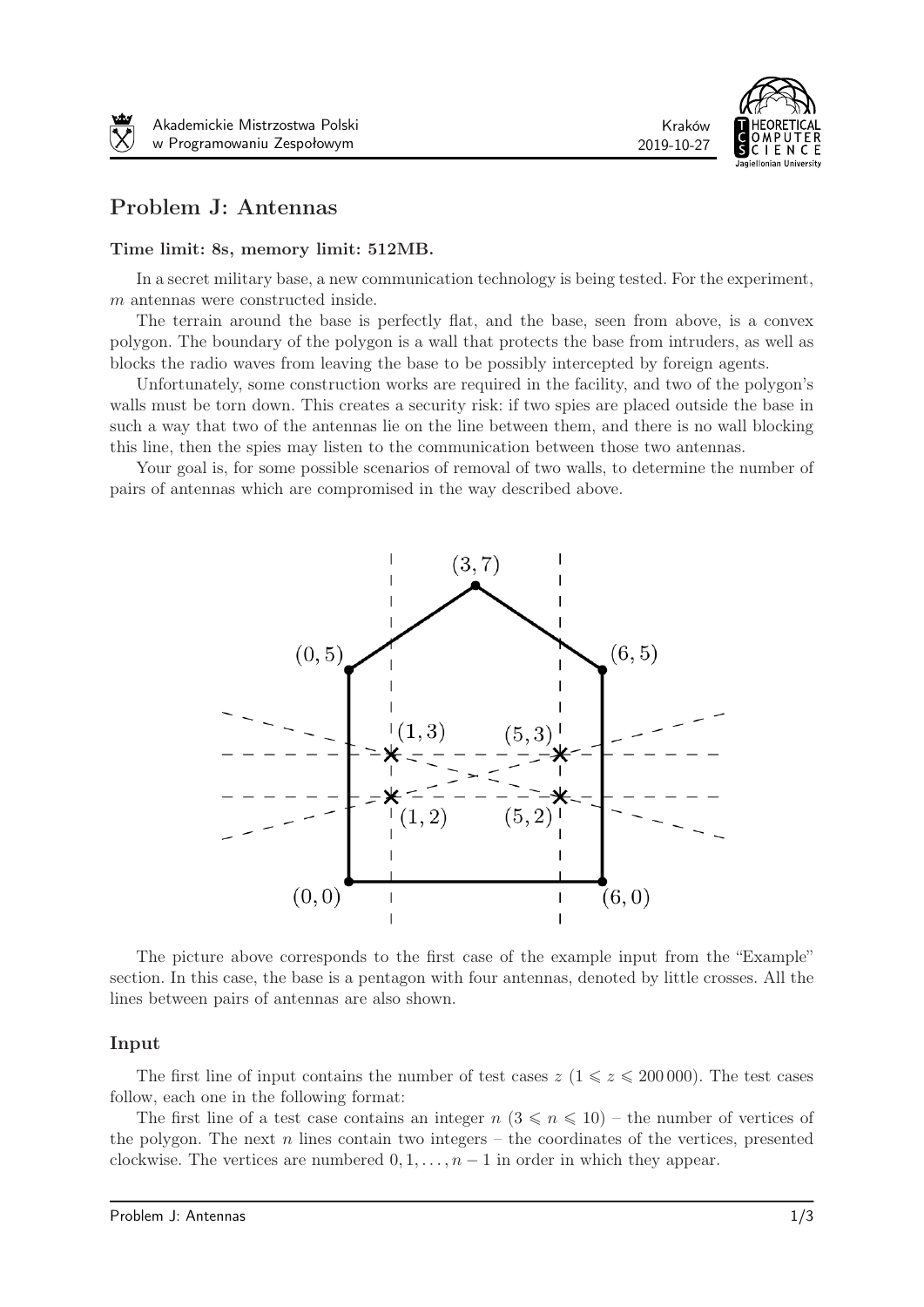# Problem J: Antennas

**Time limit: 8s, memory limit: 512MB.**

In a secret military base, a new communication technology is being tested. For the experiment, $m$ antennas were constructed inside.

The terrain around the base is perfectly flat, and the base, seen from above, is a convex polygon. The boundary of the polygon is a wall that protects the base from intruders, as well as blocks the radio waves from leaving the base to be possibly intercepted by foreign agents.

Unfortunately, some construction works are required in the facility, and two of the polygon's walls must be torn down. This creates a security risk: if two spies are placed outside the base in such a way that two of the antennas lie on the line between them, and there is no wall blocking this line, then the spies may listen to the communication between those two antennas.

Your goal is, for some possible scenarios of removal of two walls, to determine the number of pairs of antennas which are compromised in the way described above.

The picture above corresponds to the first case of the example input from the "Example" section. In this case, the base is a pentagon with four antennas, denoted by little crosses. All the lines between pairs of antennas are also shown.

## Input

The first line of input contains the number of test cases $z$ ($1 \leqslant z \leqslant 200\,000$). The test cases follow, each one in the following format:

The first line of a test case contains an integer $n$ ($3 \leqslant n \leqslant 10$) – the number of vertices of the polygon. The next $n$ lines contain two integers – the coordinates of the vertices, presented clockwise. The vertices are numbered $0, 1, \ldots, n-1$ in order in which they appear.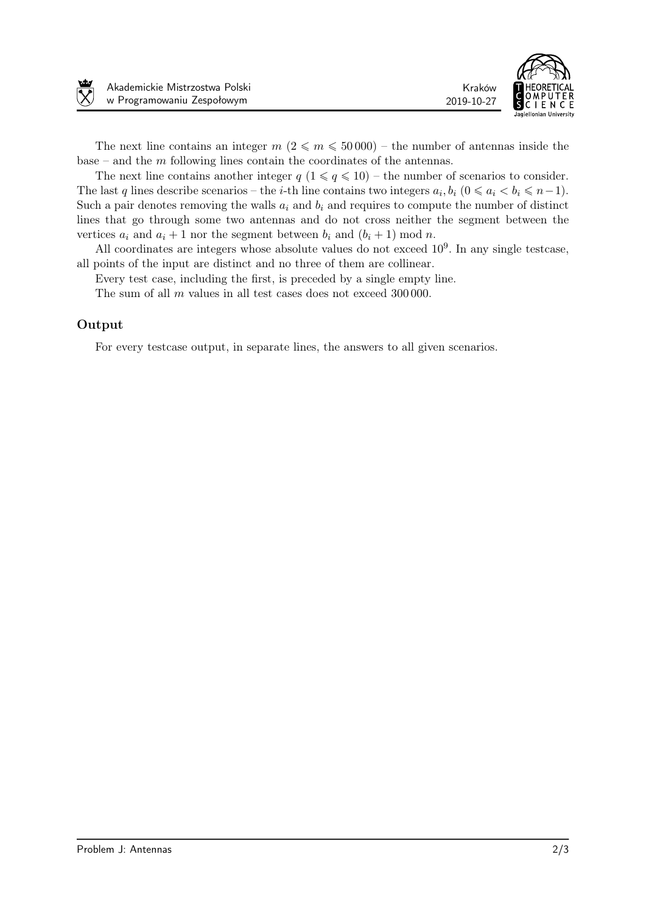The next line contains an integer $m$ ($2 \leqslant m \leqslant 50\,000$) – the number of antennas inside the base – and the $m$ following lines contain the coordinates of the antennas.

The next line contains another integer $q$ ($1 \leqslant q \leqslant 10$) – the number of scenarios to consider. The last $q$ lines describe scenarios – the $i$-th line contains two integers $a_i, b_i$ ($0 \leqslant a_i < b_i \leqslant n-1$). Such a pair denotes removing the walls $a_i$ and $b_i$ and requires to compute the number of distinct lines that go through some two antennas and do not cross neither the segment between the vertices $a_i$ and $a_i + 1$ nor the segment between $b_i$ and $(b_i + 1) \bmod n$.

All coordinates are integers whose absolute values do not exceed $10^9$. In any single testcase, all points of the input are distinct and no three of them are collinear.

Every test case, including the first, is preceded by a single empty line.

The sum of all $m$ values in all test cases does not exceed $300\,000$.

## Output

For every testcase output, in separate lines, the answers to all given scenarios.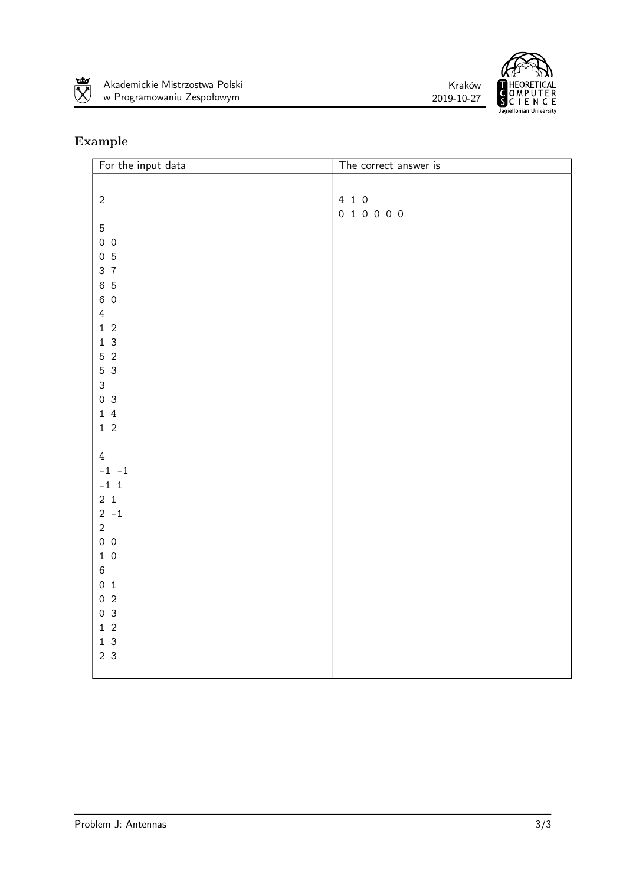### Example

| For the input data | The correct answer is |
|---|---|
| 2<br><br>5<br>0 0<br>0 5<br>3 7<br>6 5<br>6 0<br>4<br>1 2<br>1 3<br>5 2<br>5 3<br>3<br>0 3<br>1 4<br>1 2<br><br>4<br>-1 -1<br>-1 1<br>2 1<br>2 -1<br>2<br>0 0<br>1 0<br>6<br>0 1<br>0 2<br>0 3<br>1 2<br>1 3<br>2 3 | 4 1 0<br>0 1 0 0 0 0 |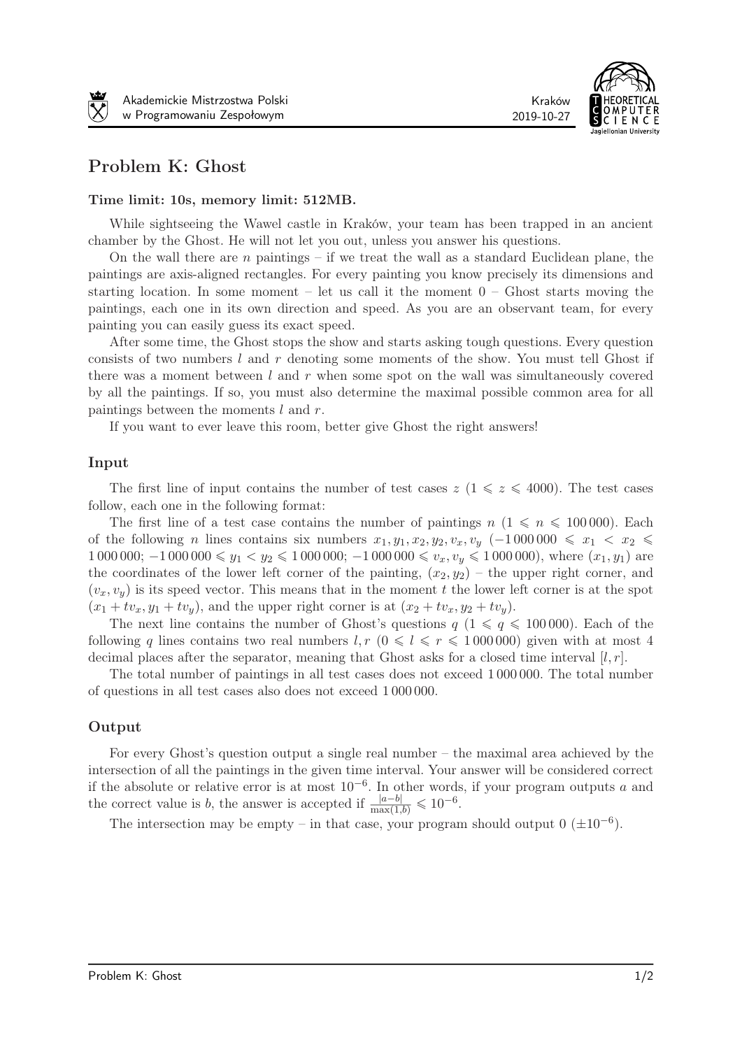# Problem K: Ghost

**Time limit: 10s, memory limit: 512MB.**

While sightseeing the Wawel castle in Kraków, your team has been trapped in an ancient chamber by the Ghost. He will not let you out, unless you answer his questions.

On the wall there are $n$ paintings – if we treat the wall as a standard Euclidean plane, the paintings are axis-aligned rectangles. For every painting you know precisely its dimensions and starting location. In some moment – let us call it the moment 0 – Ghost starts moving the paintings, each one in its own direction and speed. As you are an observant team, for every painting you can easily guess its exact speed.

After some time, the Ghost stops the show and starts asking tough questions. Every question consists of two numbers $l$ and $r$ denoting some moments of the show. You must tell Ghost if there was a moment between $l$ and $r$ when some spot on the wall was simultaneously covered by all the paintings. If so, you must also determine the maximal possible common area for all paintings between the moments $l$ and $r$.

If you want to ever leave this room, better give Ghost the right answers!

## Input

The first line of input contains the number of test cases $z$ ($1 \leqslant z \leqslant 4000$). The test cases follow, each one in the following format:

The first line of a test case contains the number of paintings $n$ ($1 \leqslant n \leqslant 100\,000$). Each of the following $n$ lines contains six numbers $x_1, y_1, x_2, y_2, v_x, v_y$ ($-1\,000\,000 \leqslant x_1 < x_2 \leqslant 1\,000\,000$; $-1\,000\,000 \leqslant y_1 < y_2 \leqslant 1\,000\,000$; $-1\,000\,000 \leqslant v_x, v_y \leqslant 1\,000\,000$), where $(x_1, y_1)$ are the coordinates of the lower left corner of the painting, $(x_2, y_2)$ – the upper right corner, and $(v_x, v_y)$ is its speed vector. This means that in the moment $t$ the lower left corner is at the spot $(x_1 + tv_x, y_1 + tv_y)$, and the upper right corner is at $(x_2 + tv_x, y_2 + tv_y)$.

The next line contains the number of Ghost's questions $q$ ($1 \leqslant q \leqslant 100\,000$). Each of the following $q$ lines contains two real numbers $l, r$ ($0 \leqslant l \leqslant r \leqslant 1\,000\,000$) given with at most 4 decimal places after the separator, meaning that Ghost asks for a closed time interval $[l, r]$.

The total number of paintings in all test cases does not exceed $1\,000\,000$. The total number of questions in all test cases also does not exceed $1\,000\,000$.

## Output

For every Ghost's question output a single real number – the maximal area achieved by the intersection of all the paintings in the given time interval. Your answer will be considered correct if the absolute or relative error is at most $10^{-6}$. In other words, if your program outputs $a$ and the correct value is $b$, the answer is accepted if $\frac{|a-b|}{\max(1,b)} \leqslant 10^{-6}$.

The intersection may be empty – in that case, your program should output 0 ($\pm 10^{-6}$).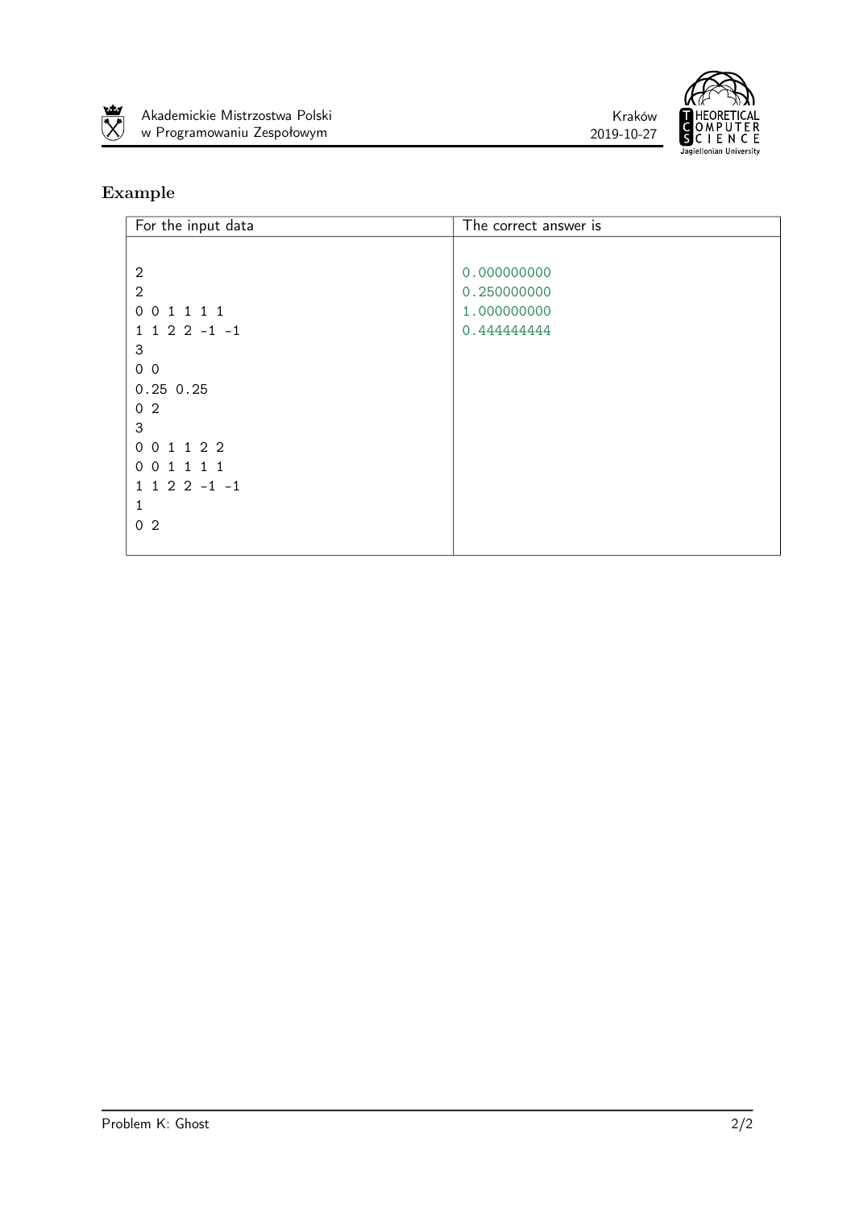## Example

| For the input data | The correct answer is |
| --- | --- |
| 2<br>2<br>0 0 1 1 1 1<br>1 1 2 2 -1 -1<br>3<br>0 0<br>0.25 0.25<br>0 2<br>3<br>0 0 1 1 2 2<br>0 0 1 1 1 1<br>1 1 2 2 -1 -1<br>1<br>0 2 | 0.000000000<br>0.250000000<br>1.000000000<br>0.444444444 |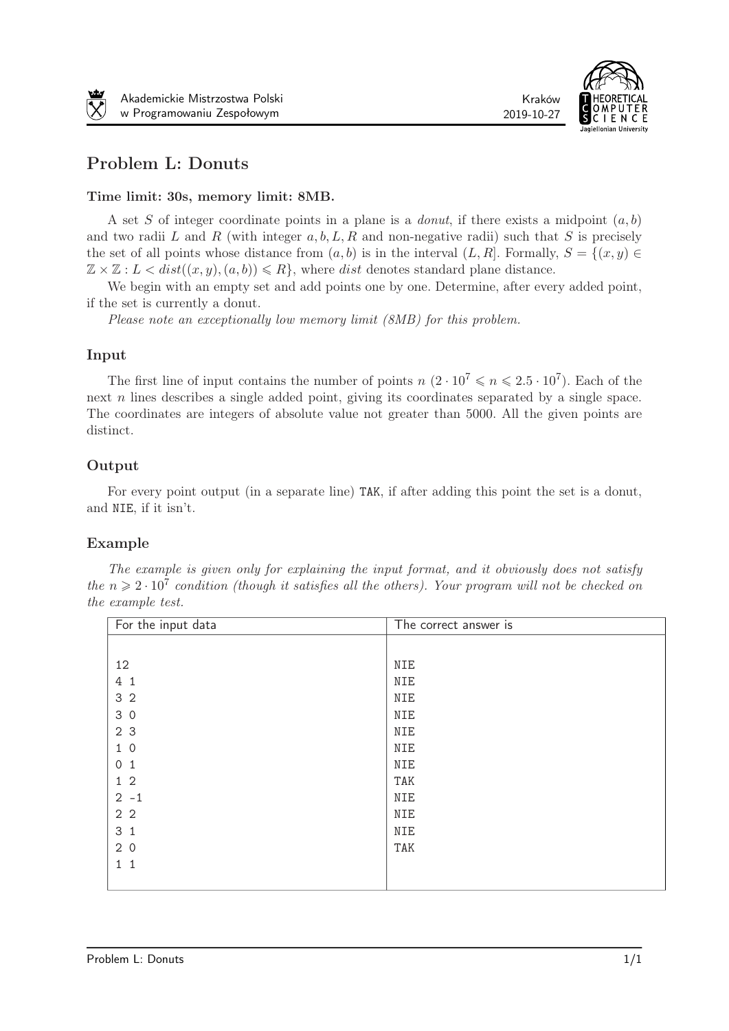# Problem L: Donuts

**Time limit: 30s, memory limit: 8MB.**

A set $S$ of integer coordinate points in a plane is a *donut*, if there exists a midpoint $(a, b)$ and two radii $L$ and $R$ (with integer $a, b, L, R$ and non-negative radii) such that $S$ is precisely the set of all points whose distance from $(a, b)$ is in the interval $(L, R]$. Formally, $S = \{(x, y) \in \mathbb{Z} \times \mathbb{Z} : L < dist((x, y), (a, b)) \leqslant R\}$, where $dist$ denotes standard plane distance.

We begin with an empty set and add points one by one. Determine, after every added point, if the set is currently a donut.

*Please note an exceptionally low memory limit (8MB) for this problem.*

## Input

The first line of input contains the number of points $n$ ($2 \cdot 10^7 \leqslant n \leqslant 2.5 \cdot 10^7$). Each of the next $n$ lines describes a single added point, giving its coordinates separated by a single space. The coordinates are integers of absolute value not greater than 5000. All the given points are distinct.

## Output

For every point output (in a separate line) TAK, if after adding this point the set is a donut, and NIE, if it isn't.

## Example

*The example is given only for explaining the input format, and it obviously does not satisfy the $n \geqslant 2 \cdot 10^7$ condition (though it satisfies all the others). Your program will not be checked on the example test.*

| For the input data | The correct answer is |
|---|---|
| 12<br>4 1<br>3 2<br>3 0<br>2 3<br>1 0<br>0 1<br>1 2<br>2 -1<br>2 2<br>3 1<br>2 0<br>1 1 | NIE<br>NIE<br>NIE<br>NIE<br>NIE<br>NIE<br>TAK<br>NIE<br>NIE<br>NIE<br>TAK<br>NIE |